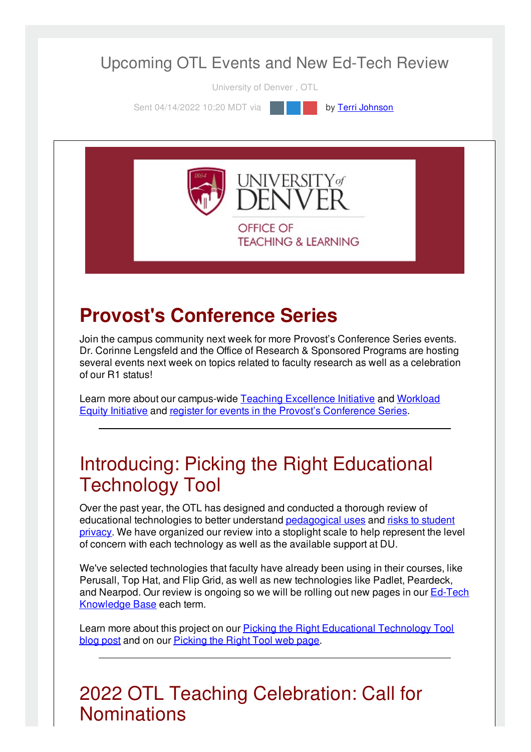# Upcoming OTL Events and New Ed-Tech Review

University of Denver , OTL

Sent 04/14/2022 10:20 MDT via by Terri Johnson

UNIVERSITY of DENVER

OFFICE OF TEACHING & LEARNING

## Provost's Conference Series

Join the campus community next week for more Provost's Conference Series events. Dr. Corinne Lengsfeld and the Office of Research & Sponsored Programs are hosting several events next week on topics related to faculty research as well as a celebration of our R1 status!

Learn more about our campus-wide Teaching Excellence Initiative and Workload Equity Initiative and register for events in the Provost's Conference Series.

---

## Introducing: Picking the Right Educational Technology Tool

Over the past year, the OTL has designed and conducted a thorough review of educational technologies to better understand pedagogical uses and risks to student privacy. We have organized our review into a stoplight scale to help represent the level of concern with each technology as well as the available support at DU.

We've selected technologies that faculty have already been using in their courses, like Perusall, Top Hat, and Flip Grid, as well as new technologies like Padlet, Peardeck, and Nearpod. Our review is ongoing so we will be rolling out new pages in our Ed-Tech Knowledge Base each term.

Learn more about this project on our Picking the Right Educational Technology Tool blog post and on our Picking the Right Tool web page.

---

## 2022 OTL Teaching Celebration: Call for Nominations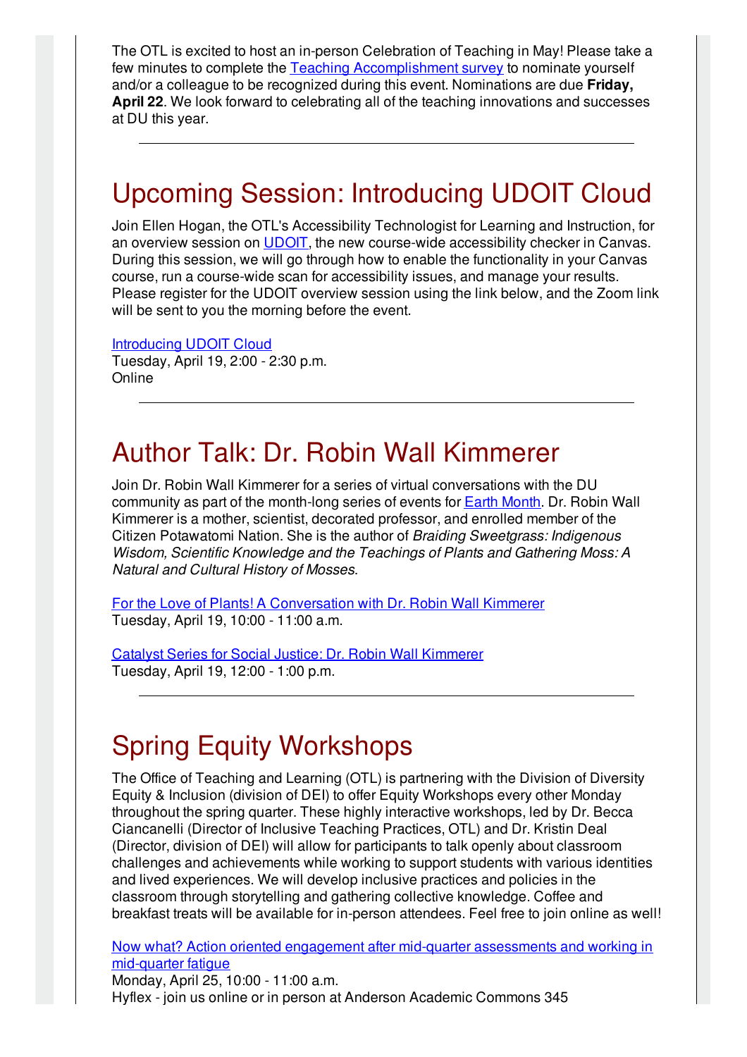The OTL is excited to host an in-person Celebration of Teaching in May! Please take a few minutes to complete the Teaching Accomplishment survey to nominate yourself and/or a colleague to be recognized during this event. Nominations are due **Friday, April 22**. We look forward to celebrating all of the teaching innovations and successes at DU this year.

---

## Upcoming Session: Introducing UDOIT Cloud

Join Ellen Hogan, the OTL's Accessibility Technologist for Learning and Instruction, for an overview session on UDOIT, the new course-wide accessibility checker in Canvas. During this session, we will go through how to enable the functionality in your Canvas course, run a course-wide scan for accessibility issues, and manage your results. Please register for the UDOIT overview session using the link below, and the Zoom link will be sent to you the morning before the event.

Introducing UDOIT Cloud
Tuesday, April 19, 2:00 - 2:30 p.m.
Online

---

## Author Talk: Dr. Robin Wall Kimmerer

Join Dr. Robin Wall Kimmerer for a series of virtual conversations with the DU community as part of the month-long series of events for Earth Month. Dr. Robin Wall Kimmerer is a mother, scientist, decorated professor, and enrolled member of the Citizen Potawatomi Nation. She is the author of *Braiding Sweetgrass: Indigenous Wisdom, Scientific Knowledge and the Teachings of Plants and Gathering Moss: A Natural and Cultural History of Mosses*.

For the Love of Plants! A Conversation with Dr. Robin Wall Kimmerer
Tuesday, April 19, 10:00 - 11:00 a.m.

Catalyst Series for Social Justice: Dr. Robin Wall Kimmerer
Tuesday, April 19, 12:00 - 1:00 p.m.

---

## Spring Equity Workshops

The Office of Teaching and Learning (OTL) is partnering with the Division of Diversity Equity & Inclusion (division of DEI) to offer Equity Workshops every other Monday throughout the spring quarter. These highly interactive workshops, led by Dr. Becca Ciancanelli (Director of Inclusive Teaching Practices, OTL) and Dr. Kristin Deal (Director, division of DEI) will allow for participants to talk openly about classroom challenges and achievements while working to support students with various identities and lived experiences. We will develop inclusive practices and policies in the classroom through storytelling and gathering collective knowledge. Coffee and breakfast treats will be available for in-person attendees. Feel free to join online as well!

Now what? Action oriented engagement after mid-quarter assessments and working in mid-quarter fatigue
Monday, April 25, 10:00 - 11:00 a.m.
Hyflex - join us online or in person at Anderson Academic Commons 345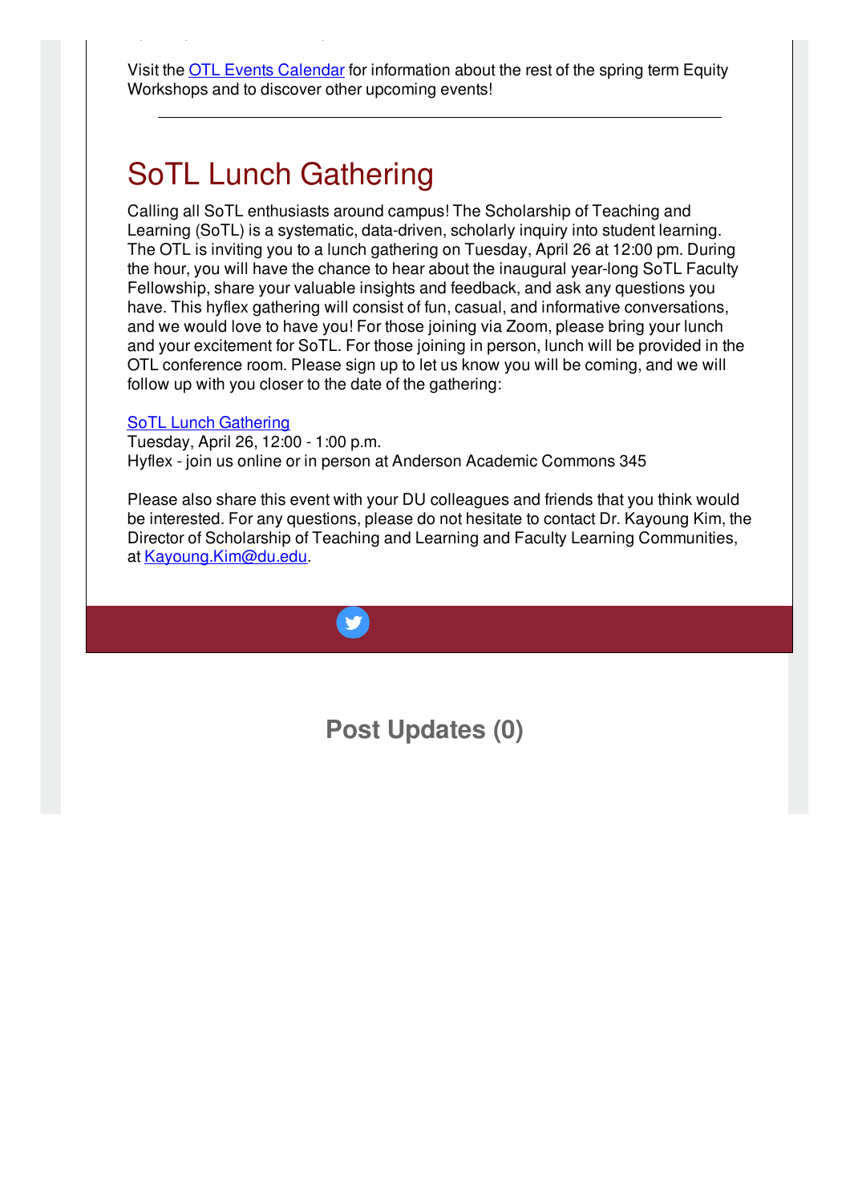Visit the OTL Events Calendar for information about the rest of the spring term Equity Workshops and to discover other upcoming events!

---

# SoTL Lunch Gathering

Calling all SoTL enthusiasts around campus! The Scholarship of Teaching and Learning (SoTL) is a systematic, data-driven, scholarly inquiry into student learning. The OTL is inviting you to a lunch gathering on Tuesday, April 26 at 12:00 pm. During the hour, you will have the chance to hear about the inaugural year-long SoTL Faculty Fellowship, share your valuable insights and feedback, and ask any questions you have. This hyflex gathering will consist of fun, casual, and informative conversations, and we would love to have you! For those joining via Zoom, please bring your lunch and your excitement for SoTL. For those joining in person, lunch will be provided in the OTL conference room. Please sign up to let us know you will be coming, and we will follow up with you closer to the date of the gathering:

SoTL Lunch Gathering
Tuesday, April 26, 12:00 - 1:00 p.m.
Hyflex - join us online or in person at Anderson Academic Commons 345

Please also share this event with your DU colleagues and friends that you think would be interested. For any questions, please do not hesitate to contact Dr. Kayoung Kim, the Director of Scholarship of Teaching and Learning and Faculty Learning Communities, at Kayoung.Kim@du.edu.

## Post Updates (0)